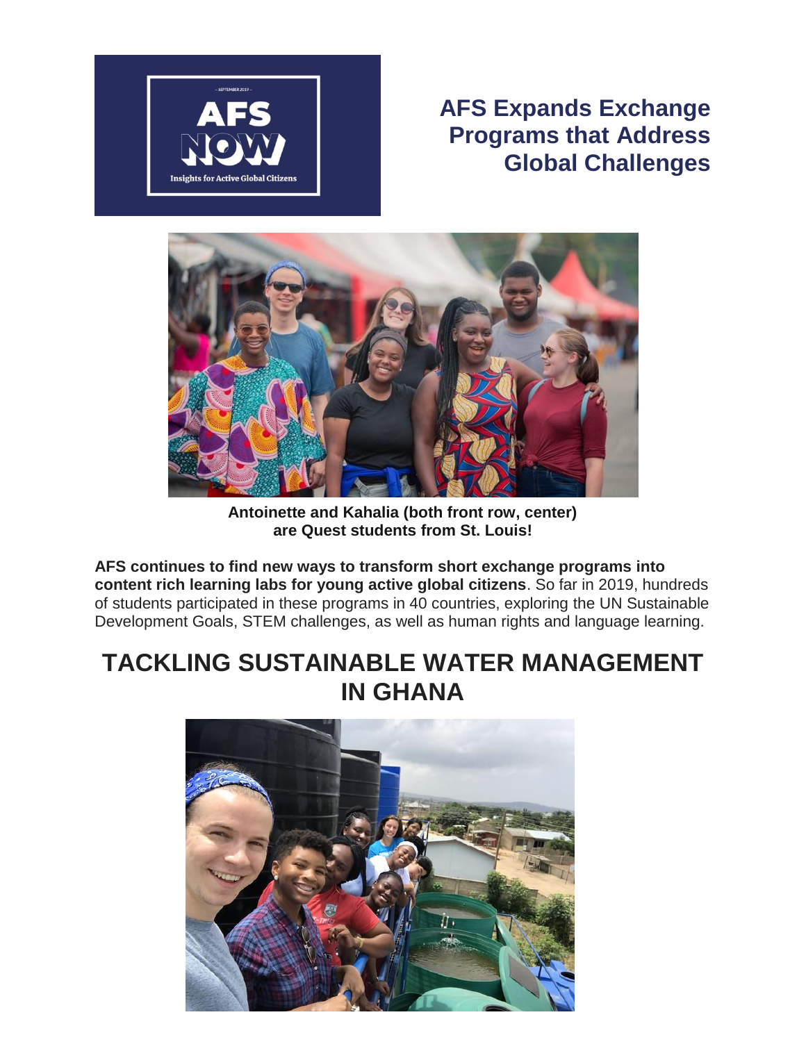# AFS Expands Exchange Programs that Address Global Challenges

Antoinette and Kahalia (both front row, center) are Quest students from St. Louis!

**AFS continues to find new ways to transform short exchange programs into content rich learning labs for young active global citizens**. So far in 2019, hundreds of students participated in these programs in 40 countries, exploring the UN Sustainable Development Goals, STEM challenges, as well as human rights and language learning.

## TACKLING SUSTAINABLE WATER MANAGEMENT IN GHANA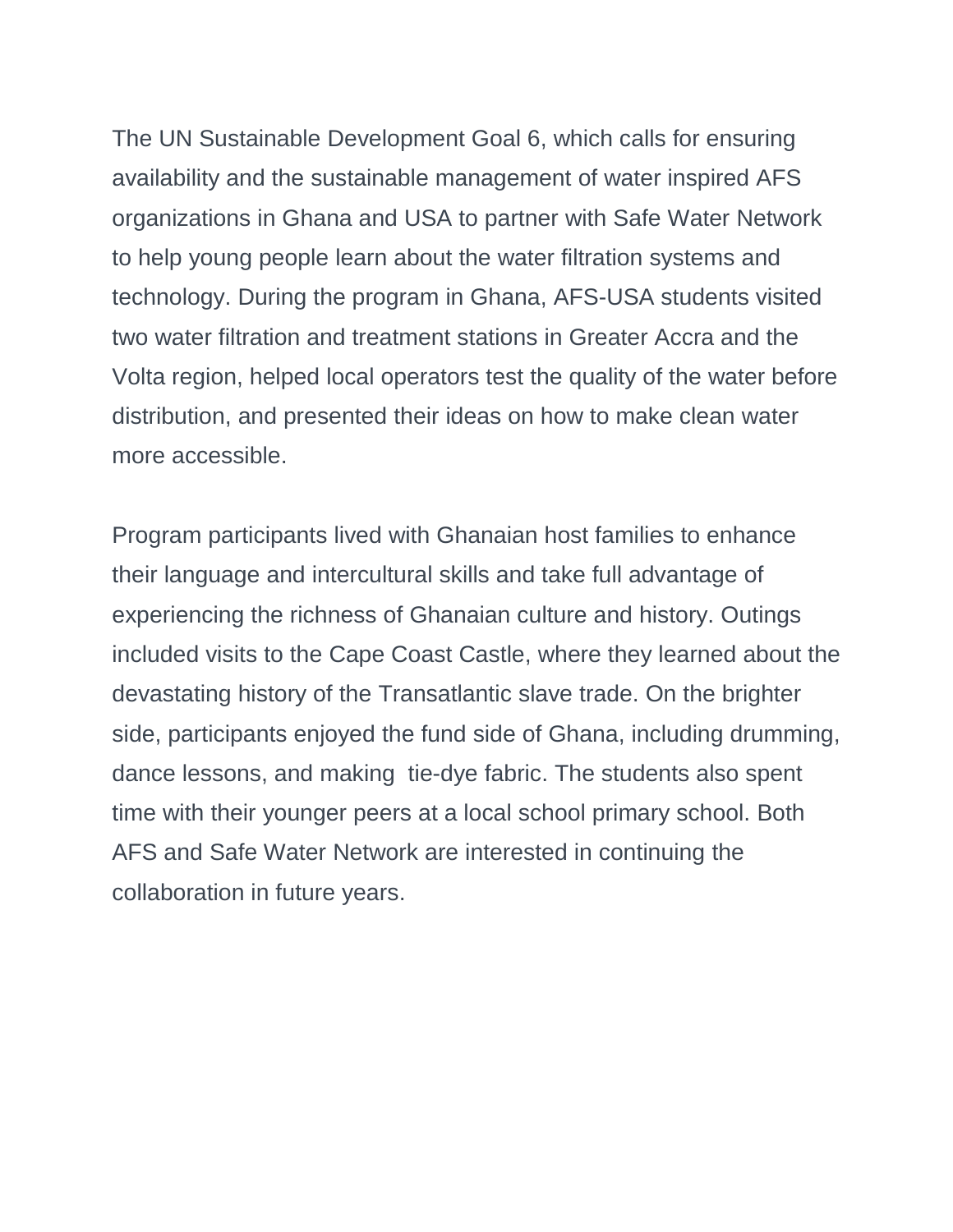The UN Sustainable Development Goal 6, which calls for ensuring availability and the sustainable management of water inspired AFS organizations in Ghana and USA to partner with Safe Water Network to help young people learn about the water filtration systems and technology. During the program in Ghana, AFS-USA students visited two water filtration and treatment stations in Greater Accra and the Volta region, helped local operators test the quality of the water before distribution, and presented their ideas on how to make clean water more accessible.

Program participants lived with Ghanaian host families to enhance their language and intercultural skills and take full advantage of experiencing the richness of Ghanaian culture and history. Outings included visits to the Cape Coast Castle, where they learned about the devastating history of the Transatlantic slave trade. On the brighter side, participants enjoyed the fund side of Ghana, including drumming, dance lessons, and making  tie-dye fabric. The students also spent time with their younger peers at a local school primary school. Both AFS and Safe Water Network are interested in continuing the collaboration in future years.